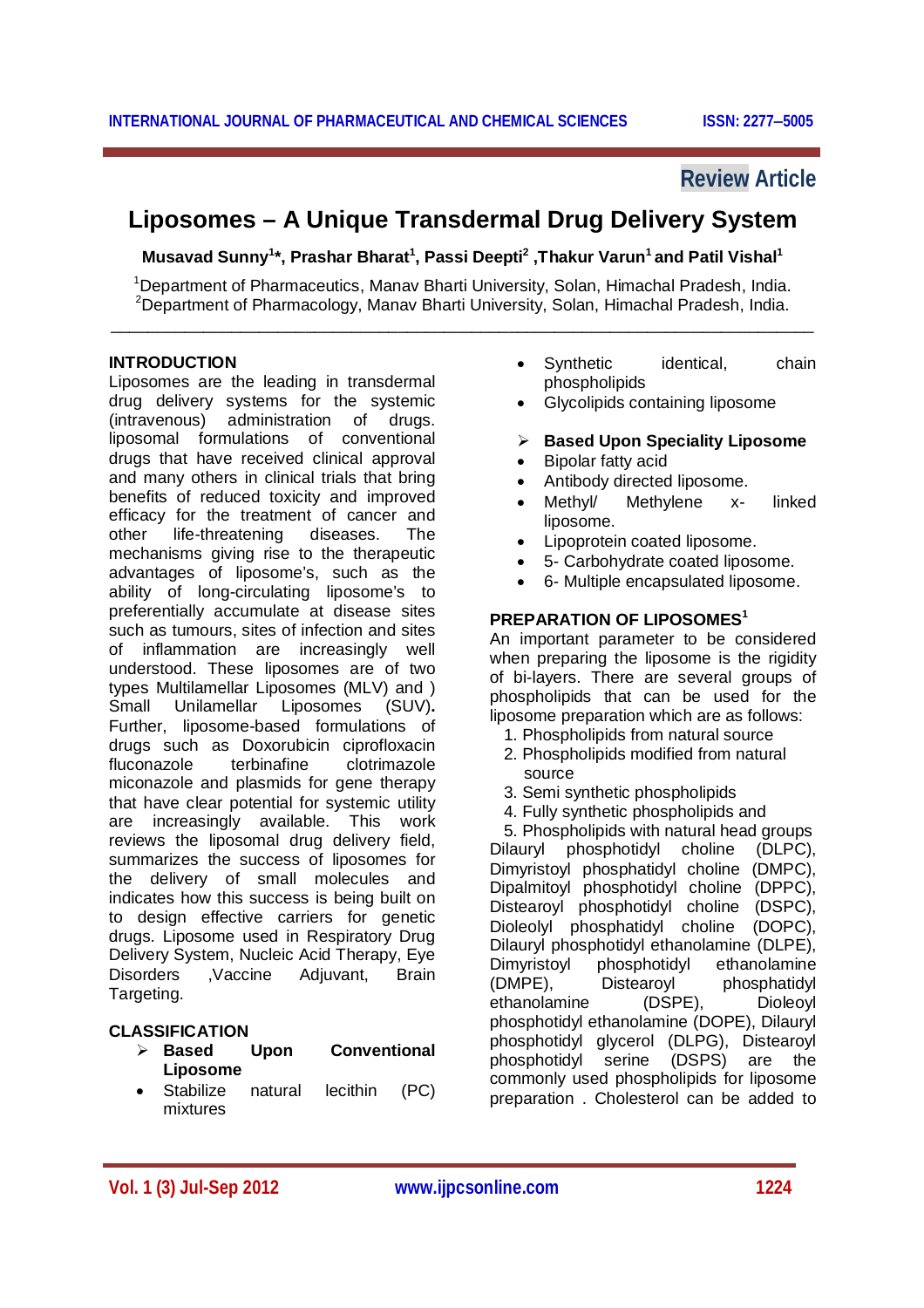Review Article

# Liposomes – A Unique Transdermal Drug Delivery System

**Musavad Sunny[1]*, Prashar Bharat[1], Passi Deepti[2] ,Thakur Varun[1] and Patil Vishal[1]**

[1]Department of Pharmaceutics, Manav Bharti University, Solan, Himachal Pradesh, India.
[2]Department of Pharmacology, Manav Bharti University, Solan, Himachal Pradesh, India.

---

## INTRODUCTION

Liposomes are the leading in transdermal drug delivery systems for the systemic (intravenous) administration of drugs. liposomal formulations of conventional drugs that have received clinical approval and many others in clinical trials that bring benefits of reduced toxicity and improved efficacy for the treatment of cancer and other life-threatening diseases. The mechanisms giving rise to the therapeutic advantages of liposome's, such as the ability of long-circulating liposome's to preferentially accumulate at disease sites such as tumours, sites of infection and sites of inflammation are increasingly well understood. These liposomes are of two types Multilamellar Liposomes (MLV) and ) Small Unilamellar Liposomes (SUV)**.** Further, liposome-based formulations of drugs such as Doxorubicin ciprofloxacin fluconazole terbinafine clotrimazole miconazole and plasmids for gene therapy that have clear potential for systemic utility are increasingly available. This work reviews the liposomal drug delivery field, summarizes the success of liposomes for the delivery of small molecules and indicates how this success is being built on to design effective carriers for genetic drugs. Liposome used in Respiratory Drug Delivery System, Nucleic Acid Therapy, Eye Disorders ,Vaccine Adjuvant, Brain Targeting.

## CLASSIFICATION

- **Based Upon Conventional Liposome**
  - Stabilize natural lecithin (PC) mixtures
  - Synthetic identical, chain phospholipids
  - Glycolipids containing liposome
- **Based Upon Speciality Liposome**
  - Bipolar fatty acid
  - Antibody directed liposome.
  - Methyl/ Methylene x- linked liposome.
  - Lipoprotein coated liposome.
  - 5- Carbohydrate coated liposome.
  - 6- Multiple encapsulated liposome.

## PREPARATION OF LIPOSOMES[1]

An important parameter to be considered when preparing the liposome is the rigidity of bi-layers. There are several groups of phospholipids that can be used for the liposome preparation which are as follows:

1. Phospholipids from natural source
2. Phospholipids modified from natural source
3. Semi synthetic phospholipids
4. Fully synthetic phospholipids and
5. Phospholipids with natural head groups

Dilauryl phosphotidyl choline (DLPC), Dimyristoyl phosphatidyl choline (DMPC), Dipalmitoyl phosphotidyl choline (DPPC), Distearoyl phosphotidyl choline (DSPC), Dioleolyl phosphatidyl choline (DOPC), Dilauryl phosphotidyl ethanolamine (DLPE), Dimyristoyl phosphotidyl ethanolamine (DMPE), Distearoyl phosphatidyl ethanolamine (DSPE), Dioleoyl phosphotidyl ethanolamine (DOPE), Dilauryl phosphotidyl glycerol (DLPG), Distearoyl phosphotidyl serine (DSPS) are the commonly used phospholipids for liposome preparation . Cholesterol can be added to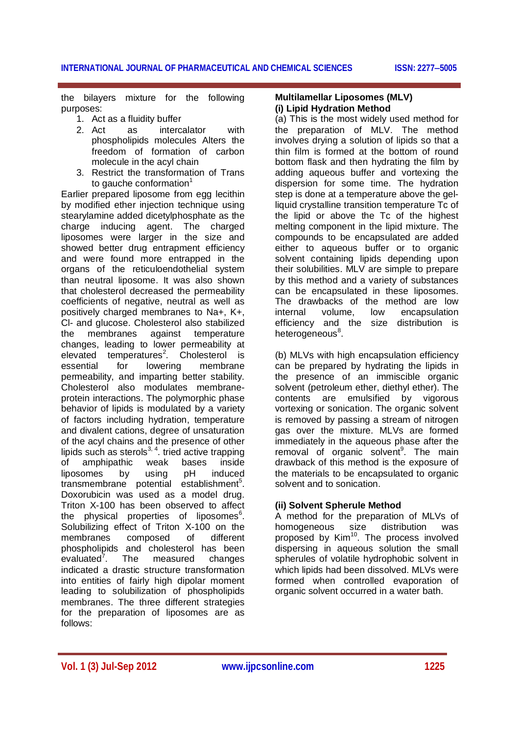the bilayers mixture for the following purposes:

1. Act as a fluidity buffer
2. Act as intercalator with phospholipids molecules Alters the freedom of formation of carbon molecule in the acyl chain
3. Restrict the transformation of Trans to gauche conformation[1]

Earlier prepared liposome from egg lecithin by modified ether injection technique using stearylamine added dicetylphosphate as the charge inducing agent. The charged liposomes were larger in the size and showed better drug entrapment efficiency and were found more entrapped in the organs of the reticuloendothelial system than neutral liposome. It was also shown that cholesterol decreased the permeability coefficients of negative, neutral as well as positively charged membranes to Na+, K+, Cl- and glucose. Cholesterol also stabilized the membranes against temperature changes, leading to lower permeability at elevated temperatures[2]. Cholesterol is essential for lowering membrane permeability, and imparting better stability. Cholesterol also modulates membrane-protein interactions. The polymorphic phase behavior of lipids is modulated by a variety of factors including hydration, temperature and divalent cations, degree of unsaturation of the acyl chains and the presence of other lipids such as sterols[3, 4]. tried active trapping of amphipathic weak bases inside liposomes by using pH induced transmembrane potential establishment[5]. Doxorubicin was used as a model drug. Triton X-100 has been observed to affect the physical properties of liposomes[6]. Solubilizing effect of Triton X-100 on the membranes composed of different phospholipids and cholesterol has been evaluated[7]. The measured changes indicated a drastic structure transformation into entities of fairly high dipolar moment leading to solubilization of phospholipids membranes. The three different strategies for the preparation of liposomes are as follows:

**Multilamellar Liposomes (MLV)**
**(i) Lipid Hydration Method**

(a) This is the most widely used method for the preparation of MLV. The method involves drying a solution of lipids so that a thin film is formed at the bottom of round bottom flask and then hydrating the film by adding aqueous buffer and vortexing the dispersion for some time. The hydration step is done at a temperature above the gel-liquid crystalline transition temperature Tc of the lipid or above the Tc of the highest melting component in the lipid mixture. The compounds to be encapsulated are added either to aqueous buffer or to organic solvent containing lipids depending upon their solubilities. MLV are simple to prepare by this method and a variety of substances can be encapsulated in these liposomes. The drawbacks of the method are low internal volume, low encapsulation efficiency and the size distribution is heterogeneous[8].

(b) MLVs with high encapsulation efficiency can be prepared by hydrating the lipids in the presence of an immiscible organic solvent (petroleum ether, diethyl ether). The contents are emulsified by vigorous vortexing or sonication. The organic solvent is removed by passing a stream of nitrogen gas over the mixture. MLVs are formed immediately in the aqueous phase after the removal of organic solvent[9]. The main drawback of this method is the exposure of the materials to be encapsulated to organic solvent and to sonication.

**(ii) Solvent Spherule Method**

A method for the preparation of MLVs of homogeneous size distribution was proposed by Kim[10]. The process involved dispersing in aqueous solution the small spherules of volatile hydrophobic solvent in which lipids had been dissolved. MLVs were formed when controlled evaporation of organic solvent occurred in a water bath.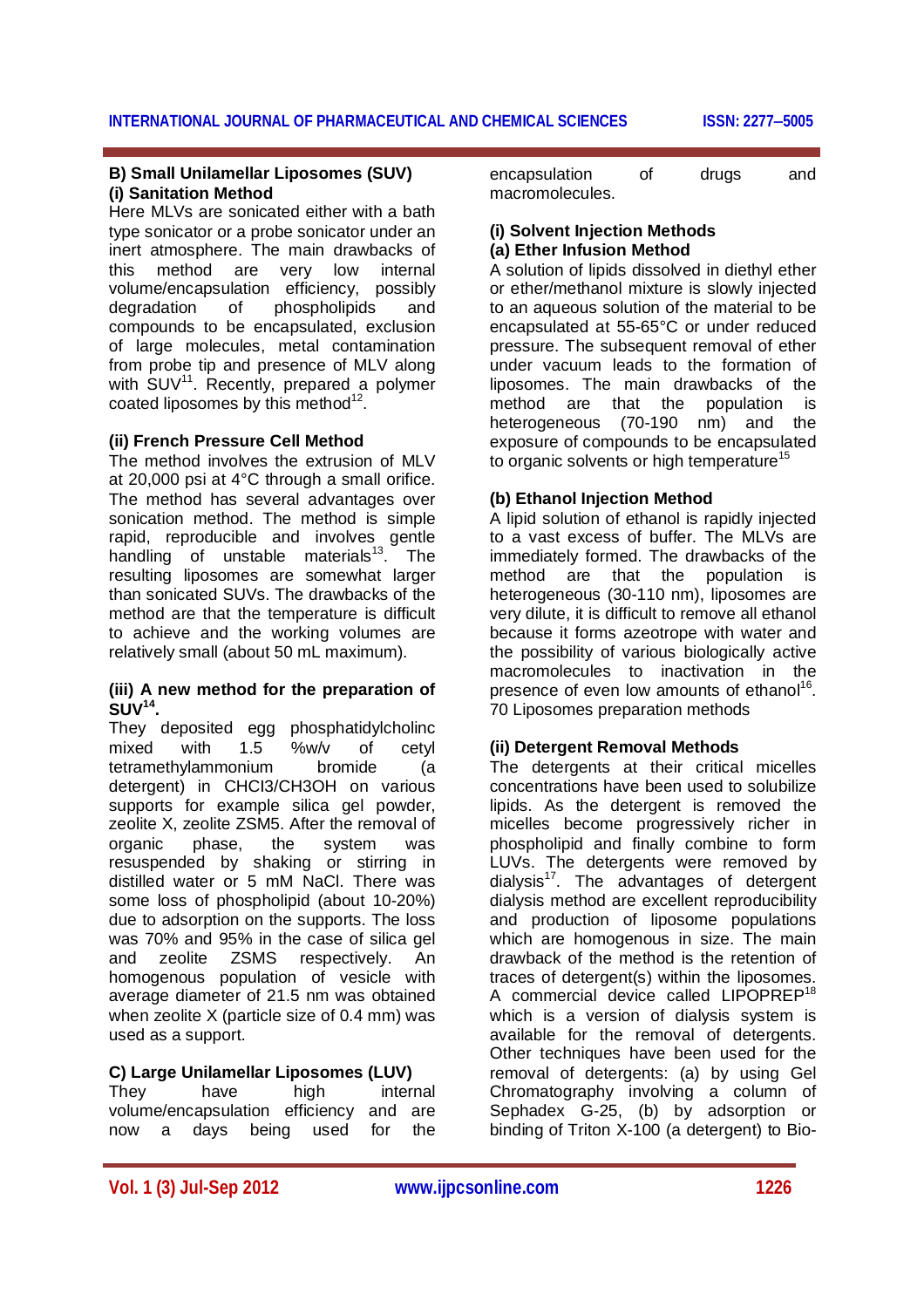### B) Small Unilamellar Liposomes (SUV)

#### (i) Sanitation Method

Here MLVs are sonicated either with a bath type sonicator or a probe sonicator under an inert atmosphere. The main drawbacks of this method are very low internal volume/encapsulation efficiency, possibly degradation of phospholipids and compounds to be encapsulated, exclusion of large molecules, metal contamination from probe tip and presence of MLV along with SUV[11]. Recently, prepared a polymer coated liposomes by this method[12].

#### (ii) French Pressure Cell Method

The method involves the extrusion of MLV at 20,000 psi at 4°C through a small orifice. The method has several advantages over sonication method. The method is simple rapid, reproducible and involves gentle handling of unstable materials[13]. The resulting liposomes are somewhat larger than sonicated SUVs. The drawbacks of the method are that the temperature is difficult to achieve and the working volumes are relatively small (about 50 mL maximum).

#### (iii) A new method for the preparation of SUV[14].

They deposited egg phosphatidylcholinc mixed with 1.5 %w/v of cetyl tetramethylammonium bromide (a detergent) in CHCl3/CH3OH on various supports for example silica gel powder, zeolite X, zeolite ZSM5. After the removal of organic phase, the system was resuspended by shaking or stirring in distilled water or 5 mM NaCl. There was some loss of phospholipid (about 10-20%) due to adsorption on the supports. The loss was 70% and 95% in the case of silica gel and zeolite ZSMS respectively. An homogenous population of vesicle with average diameter of 21.5 nm was obtained when zeolite X (particle size of 0.4 mm) was used as a support.

### C) Large Unilamellar Liposomes (LUV)

They have high internal volume/encapsulation efficiency and are now a days being used for the encapsulation of drugs and macromolecules.

#### (i) Solvent Injection Methods

##### (a) Ether Infusion Method

A solution of lipids dissolved in diethyl ether or ether/methanol mixture is slowly injected to an aqueous solution of the material to be encapsulated at 55-65°C or under reduced pressure. The subsequent removal of ether under vacuum leads to the formation of liposomes. The main drawbacks of the method are that the population is heterogeneous (70-190 nm) and the exposure of compounds to be encapsulated to organic solvents or high temperature[15]

##### (b) Ethanol Injection Method

A lipid solution of ethanol is rapidly injected to a vast excess of buffer. The MLVs are immediately formed. The drawbacks of the method are that the population is heterogeneous (30-110 nm), liposomes are very dilute, it is difficult to remove all ethanol because it forms azeotrope with water and the possibility of various biologically active macromolecules to inactivation in the presence of even low amounts of ethanol[16].
70 Liposomes preparation methods

#### (ii) Detergent Removal Methods

The detergents at their critical micelles concentrations have been used to solubilize lipids. As the detergent is removed the micelles become progressively richer in phospholipid and finally combine to form LUVs. The detergents were removed by dialysis[17]. The advantages of detergent dialysis method are excellent reproducibility and production of liposome populations which are homogenous in size. The main drawback of the method is the retention of traces of detergent(s) within the liposomes. A commercial device called LIPOPREP[18] which is a version of dialysis system is available for the removal of detergents. Other techniques have been used for the removal of detergents: (a) by using Gel Chromatography involving a column of Sephadex G-25, (b) by adsorption or binding of Triton X-100 (a detergent) to Bio-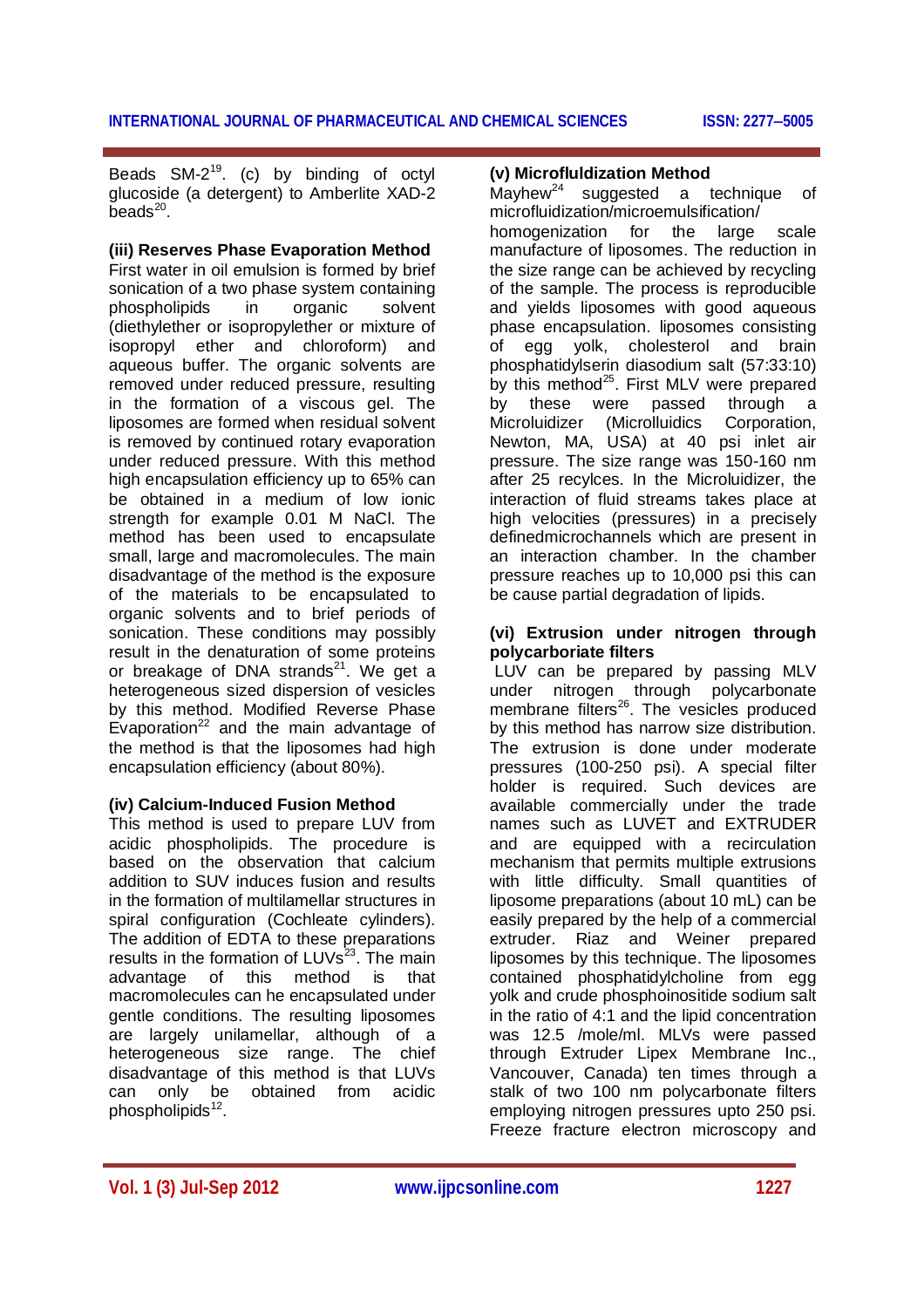Beads SM-2[19]. (c) by binding of octyl glucoside (a detergent) to Amberlite XAD-2 beads[20].

**(iii) Reserves Phase Evaporation Method**

First water in oil emulsion is formed by brief sonication of a two phase system containing phospholipids in organic solvent (diethylether or isopropylether or mixture of isopropyl ether and chloroform) and aqueous buffer. The organic solvents are removed under reduced pressure, resulting in the formation of a viscous gel. The liposomes are formed when residual solvent is removed by continued rotary evaporation under reduced pressure. With this method high encapsulation efficiency up to 65% can be obtained in a medium of low ionic strength for example 0.01 M NaCl. The method has been used to encapsulate small, large and macromolecules. The main disadvantage of the method is the exposure of the materials to be encapsulated to organic solvents and to brief periods of sonication. These conditions may possibly result in the denaturation of some proteins or breakage of DNA strands[21]. We get a heterogeneous sized dispersion of vesicles by this method. Modified Reverse Phase Evaporation[22] and the main advantage of the method is that the liposomes had high encapsulation efficiency (about 80%).

**(iv) Calcium-Induced Fusion Method**

This method is used to prepare LUV from acidic phospholipids. The procedure is based on the observation that calcium addition to SUV induces fusion and results in the formation of multilamellar structures in spiral configuration (Cochleate cylinders). The addition of EDTA to these preparations results in the formation of LUVs[23]. The main advantage of this method is that macromolecules can he encapsulated under gentle conditions. The resulting liposomes are largely unilamellar, although of a heterogeneous size range. The chief disadvantage of this method is that LUVs can only be obtained from acidic phospholipids[12].

**(v) Microfluldization Method**

Mayhew[24] suggested a technique of microfluidization/microemulsification/ homogenization for the large scale manufacture of liposomes. The reduction in the size range can be achieved by recycling of the sample. The process is reproducible and yields liposomes with good aqueous phase encapsulation. liposomes consisting of egg yolk, cholesterol and brain phosphatidylserin diasodium salt (57:33:10) by this method[25]. First MLV were prepared by these were passed through a Microluidizer (Microlluidics Corporation, Newton, MA, USA) at 40 psi inlet air pressure. The size range was 150-160 nm after 25 recylces. In the Microluidizer, the interaction of fluid streams takes place at high velocities (pressures) in a precisely definedmicrochannels which are present in an interaction chamber. In the chamber pressure reaches up to 10,000 psi this can be cause partial degradation of lipids.

**(vi) Extrusion under nitrogen through polycarboriate filters**

LUV can be prepared by passing MLV under nitrogen through polycarbonate membrane filters[26]. The vesicles produced by this method has narrow size distribution. The extrusion is done under moderate pressures (100-250 psi). A special filter holder is required. Such devices are available commercially under the trade names such as LUVET and EXTRUDER and are equipped with a recirculation mechanism that permits multiple extrusions with little difficulty. Small quantities of liposome preparations (about 10 mL) can be easily prepared by the help of a commercial extruder. Riaz and Weiner prepared liposomes by this technique. The liposomes contained phosphatidylcholine from egg yolk and crude phosphoinositide sodium salt in the ratio of 4:1 and the lipid concentration was 12.5 /mole/ml. MLVs were passed through Extruder Lipex Membrane Inc., Vancouver, Canada) ten times through a stalk of two 100 nm polycarbonate filters employing nitrogen pressures upto 250 psi. Freeze fracture electron microscopy and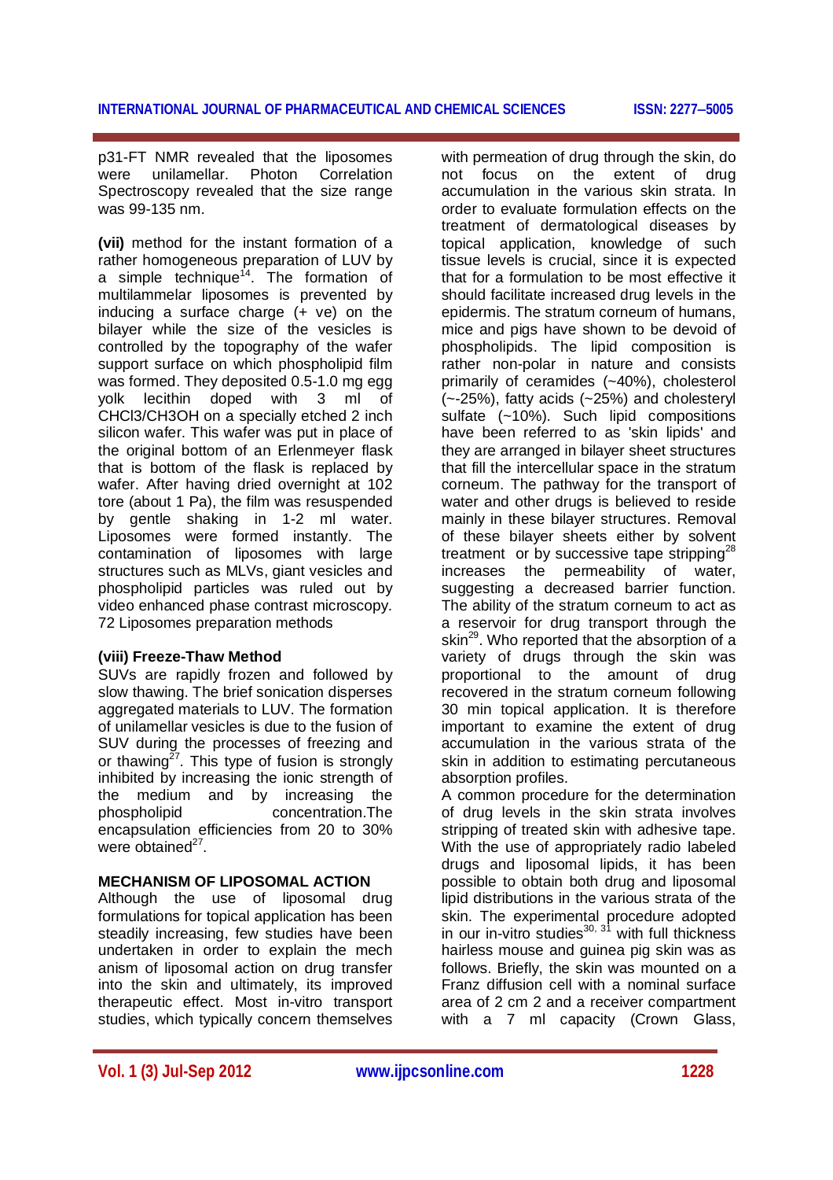p31-FT NMR revealed that the liposomes were unilamellar. Photon Correlation Spectroscopy revealed that the size range was 99-135 nm.

**(vii)** method for the instant formation of a rather homogeneous preparation of LUV by a simple technique[14]. The formation of multilammelar liposomes is prevented by inducing a surface charge (+ ve) on the bilayer while the size of the vesicles is controlled by the topography of the wafer support surface on which phospholipid film was formed. They deposited 0.5-1.0 mg egg yolk lecithin doped with 3 ml of $CHCl_3/CH_3OH$ on a specially etched 2 inch silicon wafer. This wafer was put in place of the original bottom of an Erlenmeyer flask that is bottom of the flask is replaced by wafer. After having dried overnight at 102 tore (about 1 Pa), the film was resuspended by gentle shaking in 1-2 ml water. Liposomes were formed instantly. The contamination of liposomes with large structures such as MLVs, giant vesicles and phospholipid particles was ruled out by video enhanced phase contrast microscopy. 72 Liposomes preparation methods

**(viii) Freeze-Thaw Method**

SUVs are rapidly frozen and followed by slow thawing. The brief sonication disperses aggregated materials to LUV. The formation of unilamellar vesicles is due to the fusion of SUV during the processes of freezing and or thawing[27]. This type of fusion is strongly inhibited by increasing the ionic strength of the medium and by increasing the phospholipid concentration.The encapsulation efficiencies from 20 to 30% were obtained[27].

## MECHANISM OF LIPOSOMAL ACTION

Although the use of liposomal drug formulations for topical application has been steadily increasing, few studies have been undertaken in order to explain the mech anism of liposomal action on drug transfer into the skin and ultimately, its improved therapeutic effect. Most in-vitro transport studies, which typically concern themselves with permeation of drug through the skin, do not focus on the extent of drug accumulation in the various skin strata. In order to evaluate formulation effects on the treatment of dermatological diseases by topical application, knowledge of such tissue levels is crucial, since it is expected that for a formulation to be most effective it should facilitate increased drug levels in the epidermis. The stratum corneum of humans, mice and pigs have shown to be devoid of phospholipids. The lipid composition is rather non-polar in nature and consists primarily of ceramides (~40%), cholesterol (~-25%), fatty acids (~25%) and cholesteryl sulfate (~10%). Such lipid compositions have been referred to as 'skin lipids' and they are arranged in bilayer sheet structures that fill the intercellular space in the stratum corneum. The pathway for the transport of water and other drugs is believed to reside mainly in these bilayer structures. Removal of these bilayer sheets either by solvent treatment or by successive tape stripping[28] increases the permeability of water, suggesting a decreased barrier function. The ability of the stratum corneum to act as a reservoir for drug transport through the skin[29]. Who reported that the absorption of a variety of drugs through the skin was proportional to the amount of drug recovered in the stratum corneum following 30 min topical application. It is therefore important to examine the extent of drug accumulation in the various strata of the skin in addition to estimating percutaneous absorption profiles.

A common procedure for the determination of drug levels in the skin strata involves stripping of treated skin with adhesive tape. With the use of appropriately radio labeled drugs and liposomal lipids, it has been possible to obtain both drug and liposomal lipid distributions in the various strata of the skin. The experimental procedure adopted in our in-vitro studies[30, 31] with full thickness hairless mouse and guinea pig skin was as follows. Briefly, the skin was mounted on a Franz diffusion cell with a nominal surface area of 2 cm 2 and a receiver compartment with a 7 ml capacity (Crown Glass,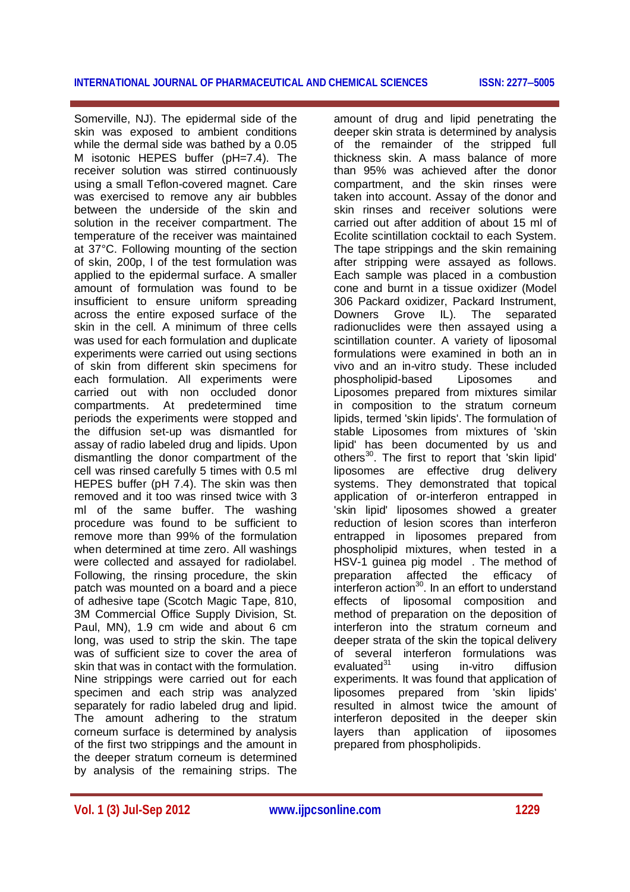Somerville, NJ). The epidermal side of the skin was exposed to ambient conditions while the dermal side was bathed by a 0.05 M isotonic HEPES buffer (pH=7.4). The receiver solution was stirred continuously using a small Teflon-covered magnet. Care was exercised to remove any air bubbles between the underside of the skin and solution in the receiver compartment. The temperature of the receiver was maintained at 37°C. Following mounting of the section of skin, 200p, l of the test formulation was applied to the epidermal surface. A smaller amount of formulation was found to be insufficient to ensure uniform spreading across the entire exposed surface of the skin in the cell. A minimum of three cells was used for each formulation and duplicate experiments were carried out using sections of skin from different skin specimens for each formulation. All experiments were carried out with non occluded donor compartments. At predetermined time periods the experiments were stopped and the diffusion set-up was dismantled for assay of radio labeled drug and lipids. Upon dismantling the donor compartment of the cell was rinsed carefully 5 times with 0.5 ml HEPES buffer (pH 7.4). The skin was then removed and it too was rinsed twice with 3 ml of the same buffer. The washing procedure was found to be sufficient to remove more than 99% of the formulation when determined at time zero. All washings were collected and assayed for radiolabel. Following, the rinsing procedure, the skin patch was mounted on a board and a piece of adhesive tape (Scotch Magic Tape, 810, 3M Commercial Office Supply Division, St. Paul, MN), 1.9 cm wide and about 6 cm long, was used to strip the skin. The tape was of sufficient size to cover the area of skin that was in contact with the formulation. Nine strippings were carried out for each specimen and each strip was analyzed separately for radio labeled drug and lipid. The amount adhering to the stratum corneum surface is determined by analysis of the first two strippings and the amount in the deeper stratum corneum is determined by analysis of the remaining strips. The amount of drug and lipid penetrating the deeper skin strata is determined by analysis of the remainder of the stripped full thickness skin. A mass balance of more than 95% was achieved after the donor compartment, and the skin rinses were taken into account. Assay of the donor and skin rinses and receiver solutions were carried out after addition of about 15 ml of Ecolite scintillation cocktail to each System. The tape strippings and the skin remaining after stripping were assayed as follows. Each sample was placed in a combustion cone and burnt in a tissue oxidizer (Model 306 Packard oxidizer, Packard Instrument, Downers Grove IL). The separated radionuclides were then assayed using a scintillation counter. A variety of liposomal formulations were examined in both an in vivo and an in-vitro study. These included phospholipid-based Liposomes and Liposomes prepared from mixtures similar in composition to the stratum corneum lipids, termed 'skin lipids'. The formulation of stable Liposomes from mixtures of 'skin lipid' has been documented by us and others[30]. The first to report that 'skin lipid' liposomes are effective drug delivery systems. They demonstrated that topical application of or-interferon entrapped in 'skin lipid' liposomes showed a greater reduction of lesion scores than interferon entrapped in liposomes prepared from phospholipid mixtures, when tested in a HSV-1 guinea pig model . The method of preparation affected the efficacy of interferon action[30]. In an effort to understand effects of liposomal composition and method of preparation on the deposition of interferon into the stratum corneum and deeper strata of the skin the topical delivery of several interferon formulations was evaluated[31] using in-vitro diffusion experiments. It was found that application of liposomes prepared from 'skin lipids' resulted in almost twice the amount of interferon deposited in the deeper skin layers than application of iiposomes prepared from phospholipids.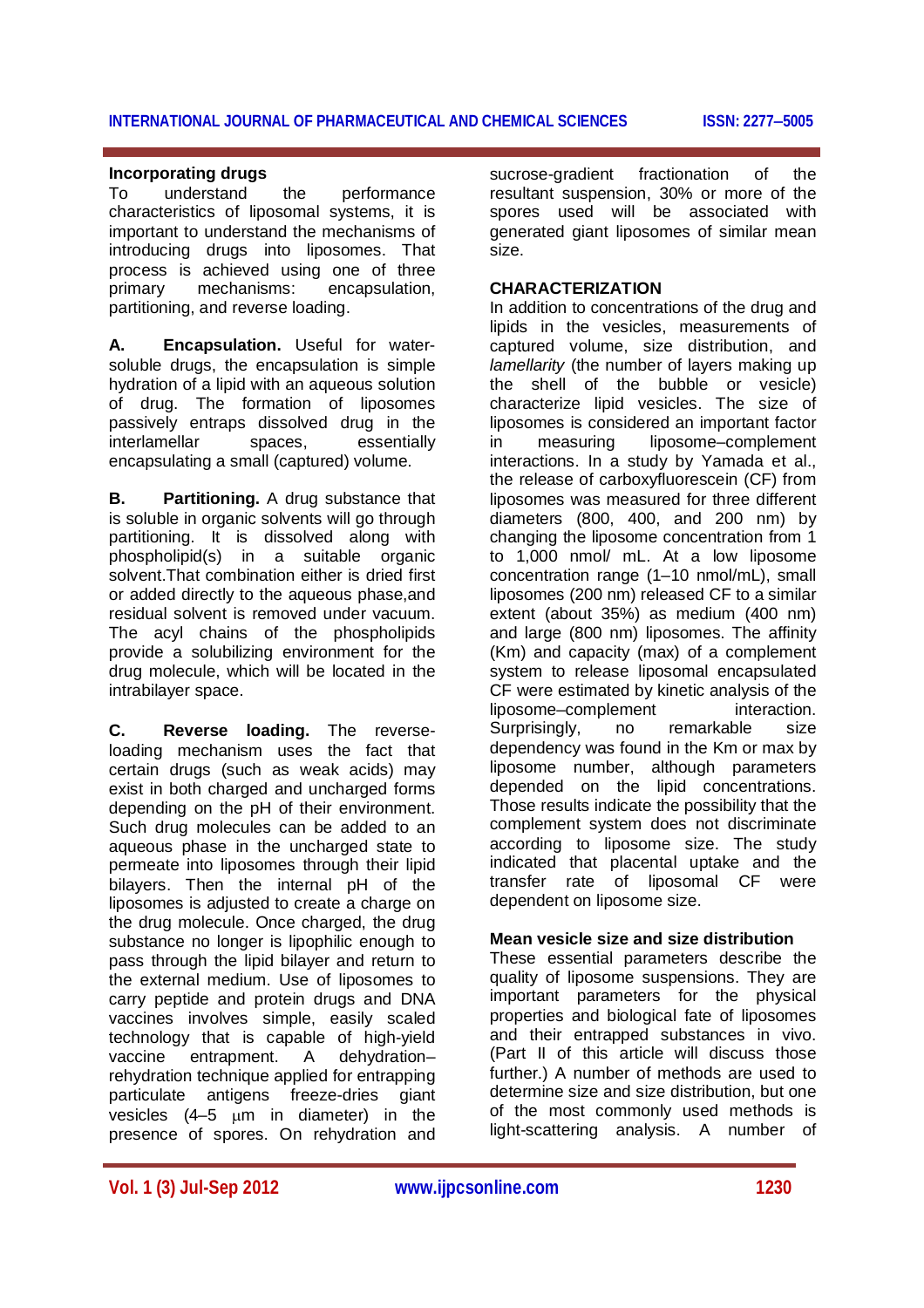### Incorporating drugs

To understand the performance characteristics of liposomal systems, it is important to understand the mechanisms of introducing drugs into liposomes. That process is achieved using one of three primary mechanisms: encapsulation, partitioning, and reverse loading.

**A. Encapsulation.** Useful for water-soluble drugs, the encapsulation is simple hydration of a lipid with an aqueous solution of drug. The formation of liposomes passively entraps dissolved drug in the interlamellar spaces, essentially encapsulating a small (captured) volume.

**B. Partitioning.** A drug substance that is soluble in organic solvents will go through partitioning. It is dissolved along with phospholipid(s) in a suitable organic solvent.That combination either is dried first or added directly to the aqueous phase,and residual solvent is removed under vacuum. The acyl chains of the phospholipids provide a solubilizing environment for the drug molecule, which will be located in the intrabilayer space.

**C. Reverse loading.** The reverse-loading mechanism uses the fact that certain drugs (such as weak acids) may exist in both charged and uncharged forms depending on the pH of their environment. Such drug molecules can be added to an aqueous phase in the uncharged state to permeate into liposomes through their lipid bilayers. Then the internal pH of the liposomes is adjusted to create a charge on the drug molecule. Once charged, the drug substance no longer is lipophilic enough to pass through the lipid bilayer and return to the external medium. Use of liposomes to carry peptide and protein drugs and DNA vaccines involves simple, easily scaled technology that is capable of high-yield vaccine entrapment. A dehydration–rehydration technique applied for entrapping particulate antigens freeze-dries giant vesicles (4–5 μm in diameter) in the presence of spores. On rehydration and sucrose-gradient fractionation of the resultant suspension, 30% or more of the spores used will be associated with generated giant liposomes of similar mean size.

## CHARACTERIZATION

In addition to concentrations of the drug and lipids in the vesicles, measurements of captured volume, size distribution, and *lamellarity* (the number of layers making up the shell of the bubble or vesicle) characterize lipid vesicles. The size of liposomes is considered an important factor in measuring liposome–complement interactions. In a study by Yamada et al., the release of carboxyfluorescein (CF) from liposomes was measured for three different diameters (800, 400, and 200 nm) by changing the liposome concentration from 1 to 1,000 nmol/ mL. At a low liposome concentration range (1–10 nmol/mL), small liposomes (200 nm) released CF to a similar extent (about 35%) as medium (400 nm) and large (800 nm) liposomes. The affinity (Km) and capacity (max) of a complement system to release liposomal encapsulated CF were estimated by kinetic analysis of the liposome–complement interaction. Surprisingly, no remarkable size dependency was found in the Km or max by liposome number, although parameters depended on the lipid concentrations. Those results indicate the possibility that the complement system does not discriminate according to liposome size. The study indicated that placental uptake and the transfer rate of liposomal CF were dependent on liposome size.

### Mean vesicle size and size distribution

These essential parameters describe the quality of liposome suspensions. They are important parameters for the physical properties and biological fate of liposomes and their entrapped substances in vivo. (Part II of this article will discuss those further.) A number of methods are used to determine size and size distribution, but one of the most commonly used methods is light-scattering analysis. A number of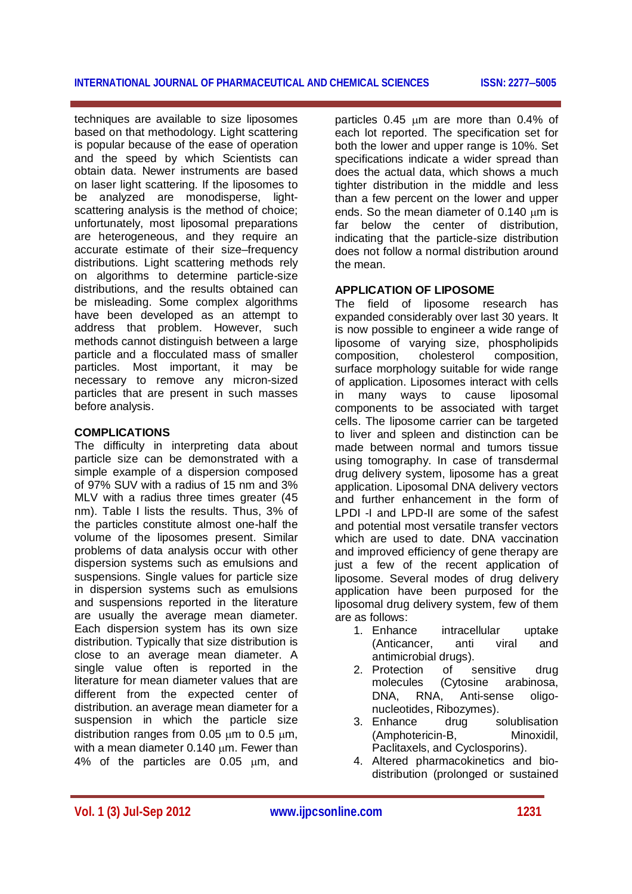techniques are available to size liposomes based on that methodology. Light scattering is popular because of the ease of operation and the speed by which Scientists can obtain data. Newer instruments are based on laser light scattering. If the liposomes to be analyzed are monodisperse, light-scattering analysis is the method of choice; unfortunately, most liposomal preparations are heterogeneous, and they require an accurate estimate of their size–frequency distributions. Light scattering methods rely on algorithms to determine particle-size distributions, and the results obtained can be misleading. Some complex algorithms have been developed as an attempt to address that problem. However, such methods cannot distinguish between a large particle and a flocculated mass of smaller particles. Most important, it may be necessary to remove any micron-sized particles that are present in such masses before analysis.

## COMPLICATIONS

The difficulty in interpreting data about particle size can be demonstrated with a simple example of a dispersion composed of 97% SUV with a radius of 15 nm and 3% MLV with a radius three times greater (45 nm). Table I lists the results. Thus, 3% of the particles constitute almost one-half the volume of the liposomes present. Similar problems of data analysis occur with other dispersion systems such as emulsions and suspensions. Single values for particle size in dispersion systems such as emulsions and suspensions reported in the literature are usually the average mean diameter. Each dispersion system has its own size distribution. Typically that size distribution is close to an average mean diameter. A single value often is reported in the literature for mean diameter values that are different from the expected center of distribution. an average mean diameter for a suspension in which the particle size distribution ranges from 0.05 μm to 0.5 μm, with a mean diameter 0.140 μm. Fewer than 4% of the particles are 0.05 μm, and particles 0.45 μm are more than 0.4% of each lot reported. The specification set for both the lower and upper range is 10%. Set specifications indicate a wider spread than does the actual data, which shows a much tighter distribution in the middle and less than a few percent on the lower and upper ends. So the mean diameter of 0.140 μm is far below the center of distribution, indicating that the particle-size distribution does not follow a normal distribution around the mean.

## APPLICATION OF LIPOSOME

The field of liposome research has expanded considerably over last 30 years. It is now possible to engineer a wide range of liposome of varying size, phospholipids composition, cholesterol composition, surface morphology suitable for wide range of application. Liposomes interact with cells in many ways to cause liposomal components to be associated with target cells. The liposome carrier can be targeted to liver and spleen and distinction can be made between normal and tumors tissue using tomography. In case of transdermal drug delivery system, liposome has a great application. Liposomal DNA delivery vectors and further enhancement in the form of LPDI -I and LPD-II are some of the safest and potential most versatile transfer vectors which are used to date. DNA vaccination and improved efficiency of gene therapy are just a few of the recent application of liposome. Several modes of drug delivery application have been purposed for the liposomal drug delivery system, few of them are as follows:

1. Enhance intracellular uptake (Anticancer, anti viral and antimicrobial drugs).
2. Protection of sensitive drug molecules (Cytosine arabinosa, DNA, RNA, Anti-sense oligo-nucleotides, Ribozymes).
3. Enhance drug solublisation (Amphotericin-B, Minoxidil, Paclitaxels, and Cyclosporins).
4. Altered pharmacokinetics and bio-distribution (prolonged or sustained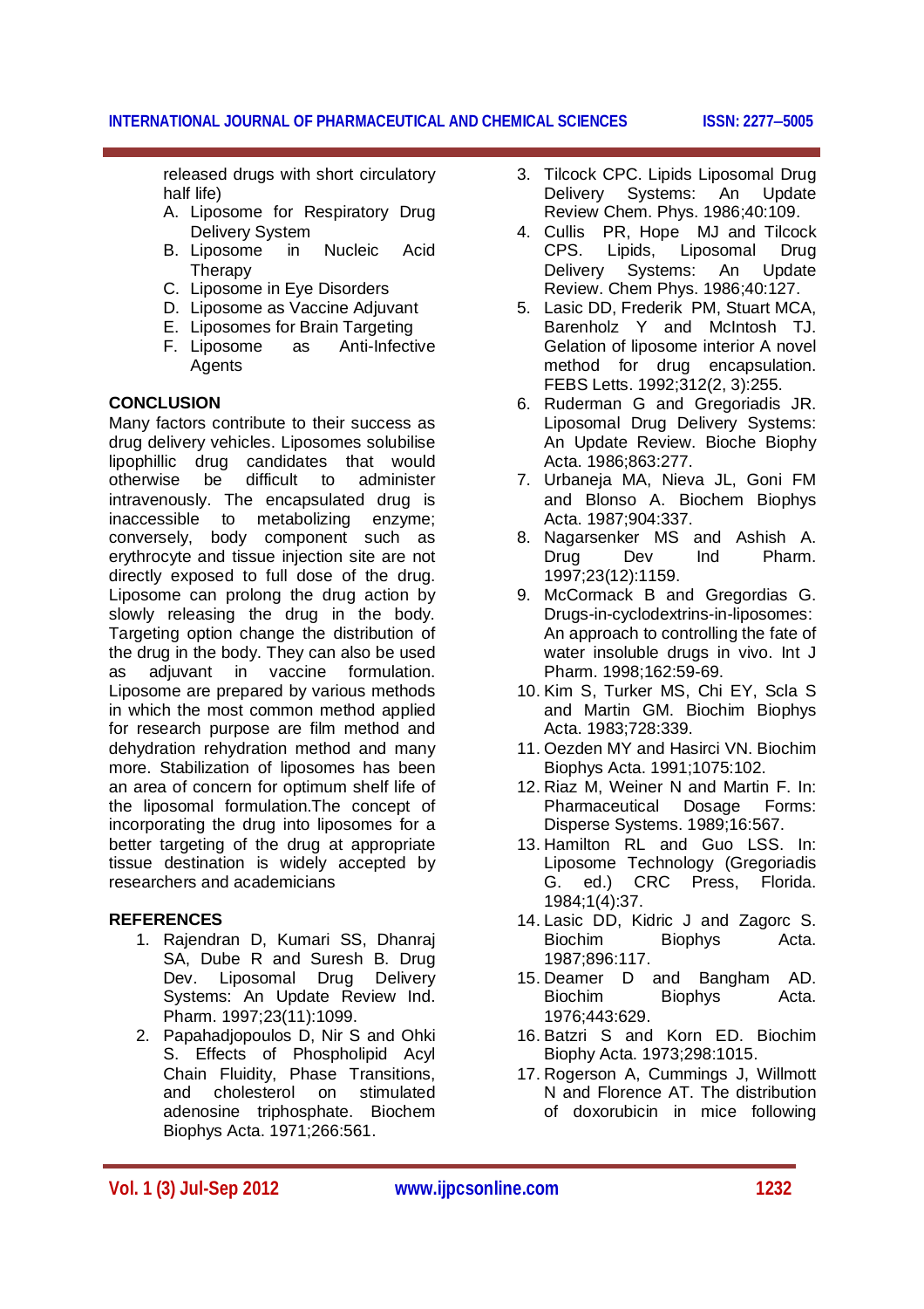released drugs with short circulatory half life)

A. Liposome for Respiratory Drug Delivery System
B. Liposome in Nucleic Acid Therapy
C. Liposome in Eye Disorders
D. Liposome as Vaccine Adjuvant
E. Liposomes for Brain Targeting
F. Liposome as Anti-Infective Agents

## CONCLUSION

Many factors contribute to their success as drug delivery vehicles. Liposomes solubilise lipophillic drug candidates that would otherwise be difficult to administer intravenously. The encapsulated drug is inaccessible to metabolizing enzyme; conversely, body component such as erythrocyte and tissue injection site are not directly exposed to full dose of the drug. Liposome can prolong the drug action by slowly releasing the drug in the body. Targeting option change the distribution of the drug in the body. They can also be used as adjuvant in vaccine formulation. Liposome are prepared by various methods in which the most common method applied for research purpose are film method and dehydration rehydration method and many more. Stabilization of liposomes has been an area of concern for optimum shelf life of the liposomal formulation.The concept of incorporating the drug into liposomes for a better targeting of the drug at appropriate tissue destination is widely accepted by researchers and academicians

## REFERENCES

1. Rajendran D, Kumari SS, Dhanraj SA, Dube R and Suresh B. Drug Dev. Liposomal Drug Delivery Systems: An Update Review Ind. Pharm. 1997;23(11):1099.
2. Papahadjopoulos D, Nir S and Ohki S. Effects of Phospholipid Acyl Chain Fluidity, Phase Transitions, and cholesterol on stimulated adenosine triphosphate. Biochem Biophys Acta. 1971;266:561.
3. Tilcock CPC. Lipids Liposomal Drug Delivery Systems: An Update Review Chem. Phys. 1986;40:109.
4. Cullis PR, Hope MJ and Tilcock CPS. Lipids, Liposomal Drug Delivery Systems: An Update Review. Chem Phys. 1986;40:127.
5. Lasic DD, Frederik PM, Stuart MCA, Barenholz Y and McIntosh TJ. Gelation of liposome interior A novel method for drug encapsulation. FEBS Letts. 1992;312(2, 3):255.
6. Ruderman G and Gregoriadis JR. Liposomal Drug Delivery Systems: An Update Review. Bioche Biophy Acta. 1986;863:277.
7. Urbaneja MA, Nieva JL, Goni FM and Blonso A. Biochem Biophys Acta. 1987;904:337.
8. Nagarsenker MS and Ashish A. Drug Dev Ind Pharm. 1997;23(12):1159.
9. McCormack B and Gregordias G. Drugs-in-cyclodextrins-in-liposomes: An approach to controlling the fate of water insoluble drugs in vivo. Int J Pharm. 1998;162:59-69.
10. Kim S, Turker MS, Chi EY, Scla S and Martin GM. Biochim Biophys Acta. 1983;728:339.
11. Oezden MY and Hasirci VN. Biochim Biophys Acta. 1991;1075:102.
12. Riaz M, Weiner N and Martin F. In: Pharmaceutical Dosage Forms: Disperse Systems. 1989;16:567.
13. Hamilton RL and Guo LSS. In: Liposome Technology (Gregoriadis G. ed.) CRC Press, Florida. 1984;1(4):37.
14. Lasic DD, Kidric J and Zagorc S. Biochim Biophys Acta. 1987;896:117.
15. Deamer D and Bangham AD. Biochim Biophys Acta. 1976;443:629.
16. Batzri S and Korn ED. Biochim Biophy Acta. 1973;298:1015.
17. Rogerson A, Cummings J, Willmott N and Florence AT. The distribution of doxorubicin in mice following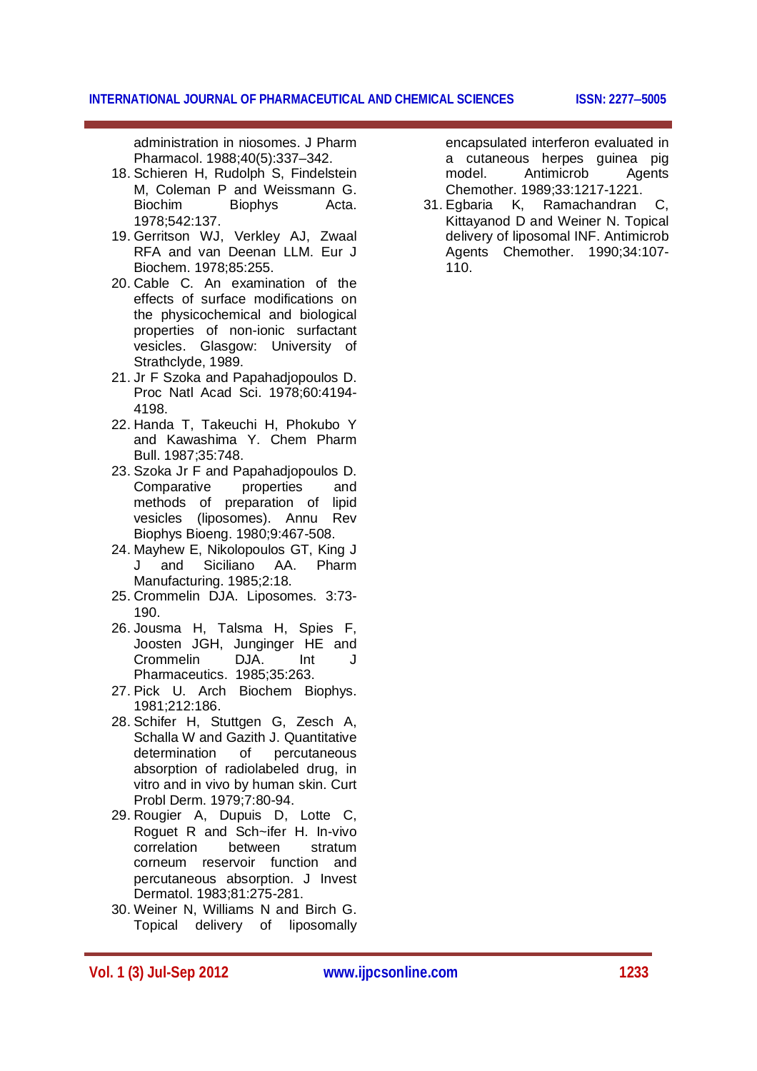administration in niosomes. J Pharm Pharmacol. 1988;40(5):337–342.

18. Schieren H, Rudolph S, Findelstein M, Coleman P and Weissmann G. Biochim Biophys Acta. 1978;542:137.
19. Gerritson WJ, Verkley AJ, Zwaal RFA and van Deenan LLM. Eur J Biochem. 1978;85:255.
20. Cable C. An examination of the effects of surface modifications on the physicochemical and biological properties of non-ionic surfactant vesicles. Glasgow: University of Strathclyde, 1989.
21. Jr F Szoka and Papahadjopoulos D. Proc Natl Acad Sci. 1978;60:4194-4198.
22. Handa T, Takeuchi H, Phokubo Y and Kawashima Y. Chem Pharm Bull. 1987;35:748.
23. Szoka Jr F and Papahadjopoulos D. Comparative properties and methods of preparation of lipid vesicles (liposomes). Annu Rev Biophys Bioeng. 1980;9:467-508.
24. Mayhew E, Nikolopoulos GT, King J J and Siciliano AA. Pharm Manufacturing. 1985;2:18.
25. Crommelin DJA. Liposomes. 3:73-190.
26. Jousma H, Talsma H, Spies F, Joosten JGH, Junginger HE and Crommelin DJA. Int J Pharmaceutics. 1985;35:263.
27. Pick U. Arch Biochem Biophys. 1981;212:186.
28. Schifer H, Stuttgen G, Zesch A, Schalla W and Gazith J. Quantitative determination of percutaneous absorption of radiolabeled drug, in vitro and in vivo by human skin. Curt Probl Derm. 1979;7:80-94.
29. Rougier A, Dupuis D, Lotte C, Roguet R and Sch~ifer H. In-vivo correlation between stratum corneum reservoir function and percutaneous absorption. J Invest Dermatol. 1983;81:275-281.
30. Weiner N, Williams N and Birch G. Topical delivery of liposomally encapsulated interferon evaluated in a cutaneous herpes guinea pig model. Antimicrob Agents Chemother. 1989;33:1217-1221.
31. Egbaria K, Ramachandran C, Kittayanod D and Weiner N. Topical delivery of liposomal INF. Antimicrob Agents Chemother. 1990;34:107-110.